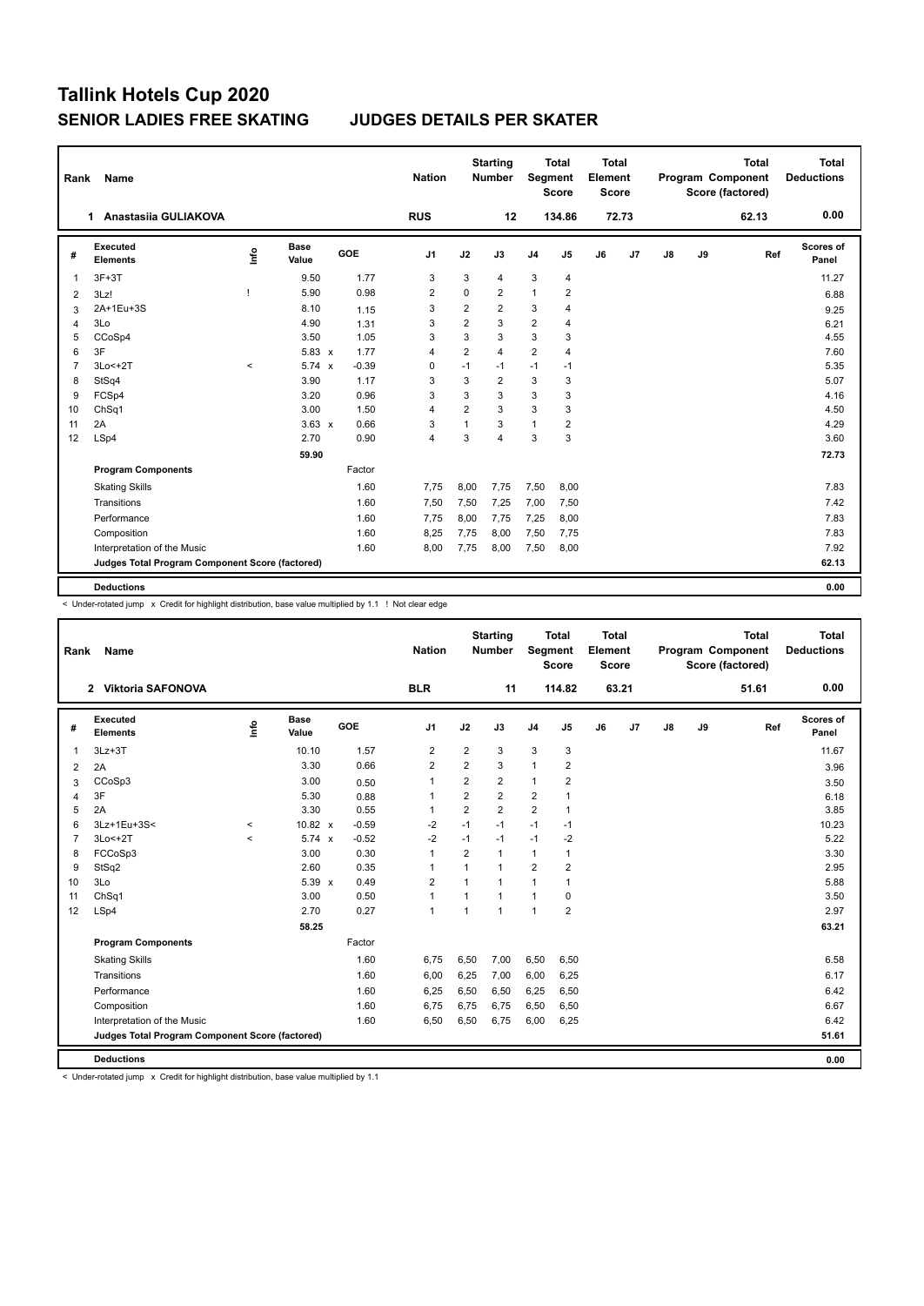# Tallink Hotels Cup 2020

## SENIOR LADIES FREE SKATING    JUDGES DETAILS PER SKATER

| Rank | Name | Nation | Starting Number | Total Segment Score | Total Element Score | Total Program Component Score (factored) | Total Deductions |
|---|---|---|---|---|---|---|---|
| 1 | Anastasiia GULIAKOVA | RUS | 12 | 134.86 | 72.73 | 62.13 | 0.00 |

| # | Executed Elements | Info | Base Value | | GOE | J1 | J2 | J3 | J4 | J5 | J6 | J7 | J8 | J9 | Ref | Scores of Panel |
|---|---|---|---|---|---|---|---|---|---|---|---|---|---|---|---|---|
| 1 | 3F+3T | | 9.50 | | 1.77 | 3 | 3 | 4 | 3 | 4 | | | | | | 11.27 |
| 2 | 3Lz! | ! | 5.90 | | 0.98 | 2 | 0 | 2 | 1 | 2 | | | | | | 6.88 |
| 3 | 2A+1Eu+3S | | 8.10 | | 1.15 | 3 | 2 | 2 | 3 | 4 | | | | | | 9.25 |
| 4 | 3Lo | | 4.90 | | 1.31 | 3 | 2 | 3 | 2 | 4 | | | | | | 6.21 |
| 5 | CCoSp4 | | 3.50 | | 1.05 | 3 | 3 | 3 | 3 | 3 | | | | | | 4.55 |
| 6 | 3F | | 5.83 | x | 1.77 | 4 | 2 | 4 | 2 | 4 | | | | | | 7.60 |
| 7 | 3Lo<+2T | < | 5.74 | x | -0.39 | 0 | -1 | -1 | -1 | -1 | | | | | | 5.35 |
| 8 | StSq4 | | 3.90 | | 1.17 | 3 | 3 | 2 | 3 | 3 | | | | | | 5.07 |
| 9 | FCSp4 | | 3.20 | | 0.96 | 3 | 3 | 3 | 3 | 3 | | | | | | 4.16 |
| 10 | ChSq1 | | 3.00 | | 1.50 | 4 | 2 | 3 | 3 | 3 | | | | | | 4.50 |
| 11 | 2A | | 3.63 | x | 0.66 | 3 | 1 | 3 | 1 | 2 | | | | | | 4.29 |
| 12 | LSp4 | | 2.70 | | 0.90 | 4 | 3 | 4 | 3 | 3 | | | | | | 3.60 |
| | | | 59.90 | | | | | | | | | | | | | 72.73 |
| | **Program Components** | | | | Factor | | | | | | | | | | | |
| | Skating Skills | | | | 1.60 | 7,75 | 8,00 | 7,75 | 7,50 | 8,00 | | | | | | 7.83 |
| | Transitions | | | | 1.60 | 7,50 | 7,50 | 7,25 | 7,00 | 7,50 | | | | | | 7.42 |
| | Performance | | | | 1.60 | 7,75 | 8,00 | 7,75 | 7,25 | 8,00 | | | | | | 7.83 |
| | Composition | | | | 1.60 | 8,25 | 7,75 | 8,00 | 7,50 | 7,75 | | | | | | 7.83 |
| | Interpretation of the Music | | | | 1.60 | 8,00 | 7,75 | 8,00 | 7,50 | 8,00 | | | | | | 7.92 |
| | **Judges Total Program Component Score (factored)** | | | | | | | | | | | | | | | 62.13 |
| | **Deductions** | | | | | | | | | | | | | | | 0.00 |

< Under-rotated jump x Credit for highlight distribution, base value multiplied by 1.1 ! Not clear edge

| Rank | Name | Nation | Starting Number | Total Segment Score | Total Element Score | Total Program Component Score (factored) | Total Deductions |
|---|---|---|---|---|---|---|---|
| 2 | Viktoria SAFONOVA | BLR | 11 | 114.82 | 63.21 | 51.61 | 0.00 |

| # | Executed Elements | Info | Base Value | | GOE | J1 | J2 | J3 | J4 | J5 | J6 | J7 | J8 | J9 | Ref | Scores of Panel |
|---|---|---|---|---|---|---|---|---|---|---|---|---|---|---|---|---|
| 1 | 3Lz+3T | | 10.10 | | 1.57 | 2 | 2 | 3 | 3 | 3 | | | | | | 11.67 |
| 2 | 2A | | 3.30 | | 0.66 | 2 | 2 | 3 | 1 | 2 | | | | | | 3.96 |
| 3 | CCoSp3 | | 3.00 | | 0.50 | 1 | 2 | 2 | 1 | 2 | | | | | | 3.50 |
| 4 | 3F | | 5.30 | | 0.88 | 1 | 2 | 2 | 2 | 1 | | | | | | 6.18 |
| 5 | 2A | | 3.30 | | 0.55 | 1 | 2 | 2 | 2 | 1 | | | | | | 3.85 |
| 6 | 3Lz+1Eu+3S< | < | 10.82 | x | -0.59 | -2 | -1 | -1 | -1 | -1 | | | | | | 10.23 |
| 7 | 3Lo<+2T | < | 5.74 | x | -0.52 | -2 | -1 | -1 | -1 | -2 | | | | | | 5.22 |
| 8 | FCCoSp3 | | 3.00 | | 0.30 | 1 | 2 | 1 | 1 | 1 | | | | | | 3.30 |
| 9 | StSq2 | | 2.60 | | 0.35 | 1 | 1 | 1 | 2 | 2 | | | | | | 2.95 |
| 10 | 3Lo | | 5.39 | x | 0.49 | 2 | 1 | 1 | 1 | 1 | | | | | | 5.88 |
| 11 | ChSq1 | | 3.00 | | 0.50 | 1 | 1 | 1 | 1 | 0 | | | | | | 3.50 |
| 12 | LSp4 | | 2.70 | | 0.27 | 1 | 1 | 1 | 1 | 2 | | | | | | 2.97 |
| | | | 58.25 | | | | | | | | | | | | | 63.21 |
| | **Program Components** | | | | Factor | | | | | | | | | | | |
| | Skating Skills | | | | 1.60 | 6,75 | 6,50 | 7,00 | 6,50 | 6,50 | | | | | | 6.58 |
| | Transitions | | | | 1.60 | 6,00 | 6,25 | 7,00 | 6,00 | 6,25 | | | | | | 6.17 |
| | Performance | | | | 1.60 | 6,25 | 6,50 | 6,50 | 6,25 | 6,50 | | | | | | 6.42 |
| | Composition | | | | 1.60 | 6,75 | 6,75 | 6,75 | 6,50 | 6,50 | | | | | | 6.67 |
| | Interpretation of the Music | | | | 1.60 | 6,50 | 6,50 | 6,75 | 6,00 | 6,25 | | | | | | 6.42 |
| | **Judges Total Program Component Score (factored)** | | | | | | | | | | | | | | | 51.61 |
| | **Deductions** | | | | | | | | | | | | | | | 0.00 |

< Under-rotated jump x Credit for highlight distribution, base value multiplied by 1.1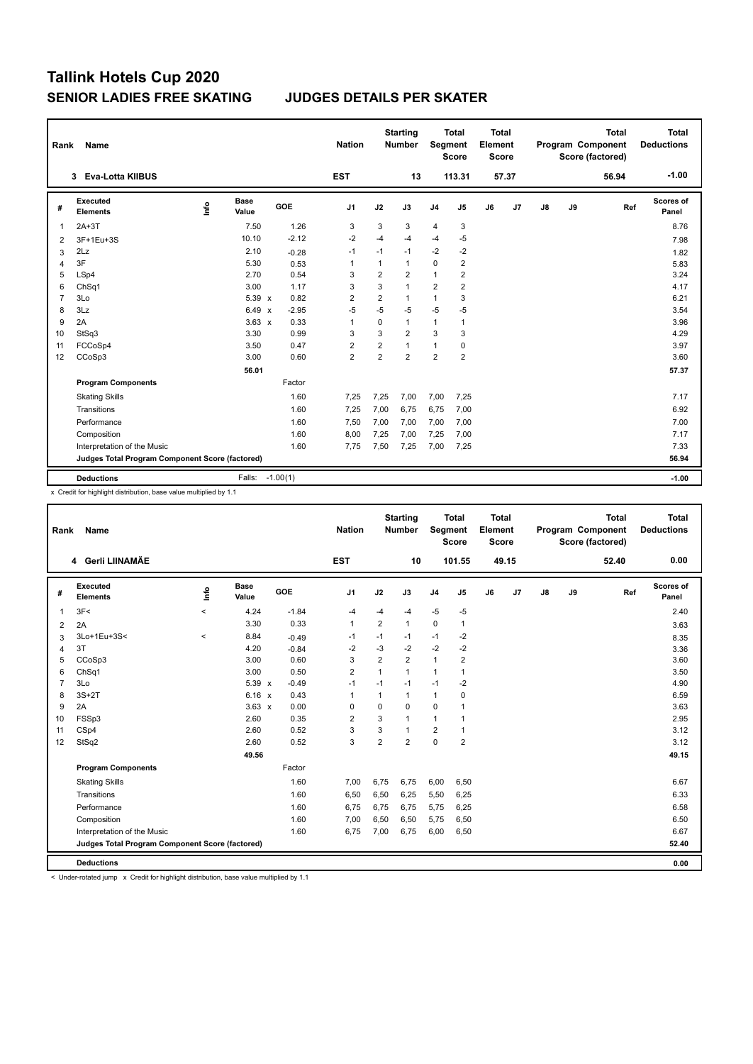# Tallink Hotels Cup 2020

## SENIOR LADIES FREE SKATING JUDGES DETAILS PER SKATER

| Rank | Name | Nation | Starting Number | Total Segment Score | Total Element Score | Total Program Component Score (factored) | Total Deductions |
|---|---|---|---|---|---|---|---|
| 3 | Eva-Lotta KIIBUS | EST | 13 | 113.31 | 57.37 | 56.94 | -1.00 |

| # | Executed Elements | Info | Base Value | | GOE | J1 | J2 | J3 | J4 | J5 | J6 | J7 | J8 | J9 | Ref | Scores of Panel |
|---|---|---|---|---|---|---|---|---|---|---|---|---|---|---|---|---|
| 1 | 2A+3T | | 7.50 | | 1.26 | 3 | 3 | 3 | 4 | 3 | | | | | | 8.76 |
| 2 | 3F+1Eu+3S | | 10.10 | | -2.12 | -2 | -4 | -4 | -4 | -5 | | | | | | 7.98 |
| 3 | 2Lz | | 2.10 | | -0.28 | -1 | -1 | -1 | -2 | -2 | | | | | | 1.82 |
| 4 | 3F | | 5.30 | | 0.53 | 1 | 1 | 1 | 0 | 2 | | | | | | 5.83 |
| 5 | LSp4 | | 2.70 | | 0.54 | 3 | 2 | 2 | 1 | 2 | | | | | | 3.24 |
| 6 | ChSq1 | | 3.00 | | 1.17 | 3 | 3 | 1 | 2 | 2 | | | | | | 4.17 |
| 7 | 3Lo | | 5.39 | x | 0.82 | 2 | 2 | 1 | 1 | 3 | | | | | | 6.21 |
| 8 | 3Lz | | 6.49 | x | -2.95 | -5 | -5 | -5 | -5 | -5 | | | | | | 3.54 |
| 9 | 2A | | 3.63 | x | 0.33 | 1 | 0 | 1 | 1 | 1 | | | | | | 3.96 |
| 10 | StSq3 | | 3.30 | | 0.99 | 3 | 3 | 2 | 3 | 3 | | | | | | 4.29 |
| 11 | FCCoSp4 | | 3.50 | | 0.47 | 2 | 2 | 1 | 1 | 0 | | | | | | 3.97 |
| 12 | CCoSp3 | | 3.00 | | 0.60 | 2 | 2 | 2 | 2 | 2 | | | | | | 3.60 |
| | | | 56.01 | | | | | | | | | | | | | 57.37 |
| | **Program Components** | | | | Factor | | | | | | | | | | | |
| | Skating Skills | | | | 1.60 | 7,25 | 7,25 | 7,00 | 7,00 | 7,25 | | | | | | 7.17 |
| | Transitions | | | | 1.60 | 7,25 | 7,00 | 6,75 | 6,75 | 7,00 | | | | | | 6.92 |
| | Performance | | | | 1.60 | 7,50 | 7,00 | 7,00 | 7,00 | 7,00 | | | | | | 7.00 |
| | Composition | | | | 1.60 | 8,00 | 7,25 | 7,00 | 7,25 | 7,00 | | | | | | 7.17 |
| | Interpretation of the Music | | | | 1.60 | 7,75 | 7,50 | 7,25 | 7,00 | 7,25 | | | | | | 7.33 |
| | **Judges Total Program Component Score (factored)** | | | | | | | | | | | | | | | 56.94 |
| | **Deductions** | | Falls: | | -1.00(1) | | | | | | | | | | | -1.00 |

x Credit for highlight distribution, base value multiplied by 1.1

| Rank | Name | Nation | Starting Number | Total Segment Score | Total Element Score | Total Program Component Score (factored) | Total Deductions |
|---|---|---|---|---|---|---|---|
| 4 | Gerli LIINAMÄE | EST | 10 | 101.55 | 49.15 | 52.40 | 0.00 |

| # | Executed Elements | Info | Base Value | | GOE | J1 | J2 | J3 | J4 | J5 | J6 | J7 | J8 | J9 | Ref | Scores of Panel |
|---|---|---|---|---|---|---|---|---|---|---|---|---|---|---|---|---|
| 1 | 3F< | < | 4.24 | | -1.84 | -4 | -4 | -4 | -5 | -5 | | | | | | 2.40 |
| 2 | 2A | | 3.30 | | 0.33 | 1 | 2 | 1 | 0 | 1 | | | | | | 3.63 |
| 3 | 3Lo+1Eu+3S< | < | 8.84 | | -0.49 | -1 | -1 | -1 | -1 | -2 | | | | | | 8.35 |
| 4 | 3T | | 4.20 | | -0.84 | -2 | -3 | -2 | -2 | -2 | | | | | | 3.36 |
| 5 | CCoSp3 | | 3.00 | | 0.60 | 3 | 2 | 2 | 1 | 2 | | | | | | 3.60 |
| 6 | ChSq1 | | 3.00 | | 0.50 | 2 | 1 | 1 | 1 | 1 | | | | | | 3.50 |
| 7 | 3Lo | | 5.39 | x | -0.49 | -1 | -1 | -1 | -1 | -2 | | | | | | 4.90 |
| 8 | 3S+2T | | 6.16 | x | 0.43 | 1 | 1 | 1 | 1 | 0 | | | | | | 6.59 |
| 9 | 2A | | 3.63 | x | 0.00 | 0 | 0 | 0 | 0 | 1 | | | | | | 3.63 |
| 10 | FSSp3 | | 2.60 | | 0.35 | 2 | 3 | 1 | 1 | 1 | | | | | | 2.95 |
| 11 | CSp4 | | 2.60 | | 0.52 | 3 | 3 | 1 | 2 | 1 | | | | | | 3.12 |
| 12 | StSq2 | | 2.60 | | 0.52 | 3 | 2 | 2 | 0 | 2 | | | | | | 3.12 |
| | | | 49.56 | | | | | | | | | | | | | 49.15 |
| | **Program Components** | | | | Factor | | | | | | | | | | | |
| | Skating Skills | | | | 1.60 | 7,00 | 6,75 | 6,75 | 6,00 | 6,50 | | | | | | 6.67 |
| | Transitions | | | | 1.60 | 6,50 | 6,50 | 6,25 | 5,50 | 6,25 | | | | | | 6.33 |
| | Performance | | | | 1.60 | 6,75 | 6,75 | 6,75 | 5,75 | 6,25 | | | | | | 6.58 |
| | Composition | | | | 1.60 | 7,00 | 6,50 | 6,50 | 5,75 | 6,50 | | | | | | 6.50 |
| | Interpretation of the Music | | | | 1.60 | 6,75 | 7,00 | 6,75 | 6,00 | 6,50 | | | | | | 6.67 |
| | **Judges Total Program Component Score (factored)** | | | | | | | | | | | | | | | 52.40 |
| | **Deductions** | | | | | | | | | | | | | | | 0.00 |

< Under-rotated jump x Credit for highlight distribution, base value multiplied by 1.1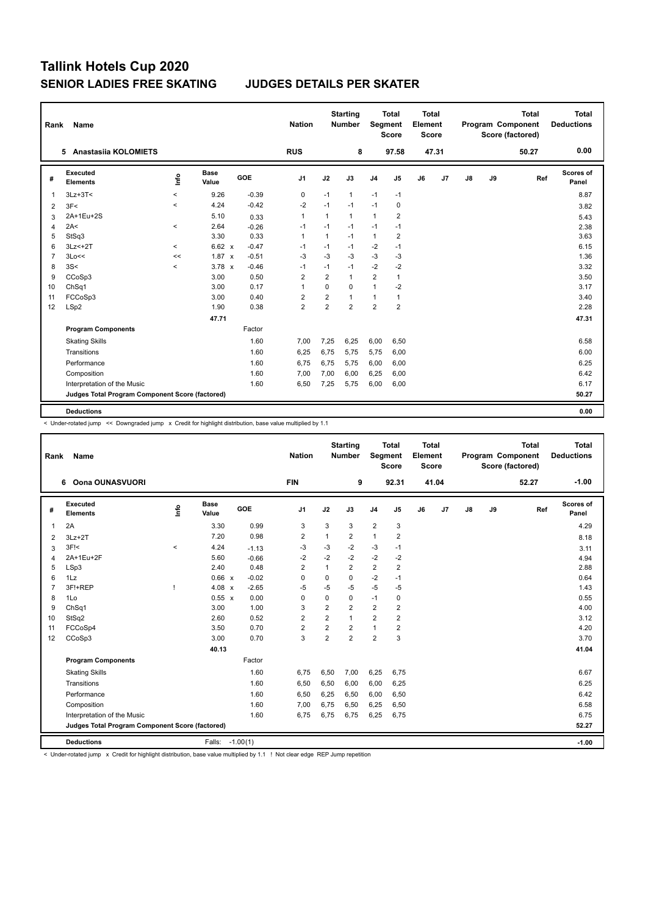# Tallink Hotels Cup 2020

## SENIOR LADIES FREE SKATING JUDGES DETAILS PER SKATER

| Rank | Name | Nation | Starting Number | Total Segment Score | Total Element Score | Total Program Component Score (factored) | Total Deductions |
|---|---|---|---|---|---|---|---|
| 5 | Anastasiia KOLOMIETS | RUS | 8 | 97.58 | 47.31 | 50.27 | 0.00 |

| # | Executed Elements | Info | Base Value | | GOE | J1 | J2 | J3 | J4 | J5 | J6 | J7 | J8 | J9 | Ref | Scores of Panel |
|---|---|---|---|---|---|---|---|---|---|---|---|---|---|---|---|---|
| 1 | 3Lz+3T< | < | 9.26 | | -0.39 | 0 | -1 | 1 | -1 | -1 | | | | | | 8.87 |
| 2 | 3F< | < | 4.24 | | -0.42 | -2 | -1 | -1 | -1 | 0 | | | | | | 3.82 |
| 3 | 2A+1Eu+2S | | 5.10 | | 0.33 | 1 | 1 | 1 | 1 | 2 | | | | | | 5.43 |
| 4 | 2A< | < | 2.64 | | -0.26 | -1 | -1 | -1 | -1 | -1 | | | | | | 2.38 |
| 5 | StSq3 | | 3.30 | | 0.33 | 1 | 1 | -1 | 1 | 2 | | | | | | 3.63 |
| 6 | 3Lz<+2T | < | 6.62 | x | -0.47 | -1 | -1 | -1 | -2 | -1 | | | | | | 6.15 |
| 7 | 3Lo<< | << | 1.87 | x | -0.51 | -3 | -3 | -3 | -3 | -3 | | | | | | 1.36 |
| 8 | 3S< | < | 3.78 | x | -0.46 | -1 | -1 | -1 | -2 | -2 | | | | | | 3.32 |
| 9 | CCoSp3 | | 3.00 | | 0.50 | 2 | 2 | 1 | 2 | 1 | | | | | | 3.50 |
| 10 | ChSq1 | | 3.00 | | 0.17 | 1 | 0 | 0 | 1 | -2 | | | | | | 3.17 |
| 11 | FCCoSp3 | | 3.00 | | 0.40 | 2 | 2 | 1 | 1 | 1 | | | | | | 3.40 |
| 12 | LSp2 | | 1.90 | | 0.38 | 2 | 2 | 2 | 2 | 2 | | | | | | 2.28 |
| | | | 47.71 | | | | | | | | | | | | | 47.31 |
| | **Program Components** | | | | Factor | | | | | | | | | | | |
| | Skating Skills | | | | 1.60 | 7,00 | 7,25 | 6,25 | 6,00 | 6,50 | | | | | | 6.58 |
| | Transitions | | | | 1.60 | 6,25 | 6,75 | 5,75 | 5,75 | 6,00 | | | | | | 6.00 |
| | Performance | | | | 1.60 | 6,75 | 6,75 | 5,75 | 6,00 | 6,00 | | | | | | 6.25 |
| | Composition | | | | 1.60 | 7,00 | 7,00 | 6,00 | 6,25 | 6,00 | | | | | | 6.42 |
| | Interpretation of the Music | | | | 1.60 | 6,50 | 7,25 | 5,75 | 6,00 | 6,00 | | | | | | 6.17 |
| | **Judges Total Program Component Score (factored)** | | | | | | | | | | | | | | | 50.27 |
| | **Deductions** | | | | | | | | | | | | | | | 0.00 |

< Under-rotated jump << Downgraded jump x Credit for highlight distribution, base value multiplied by 1.1

| Rank | Name | Nation | Starting Number | Total Segment Score | Total Element Score | Total Program Component Score (factored) | Total Deductions |
|---|---|---|---|---|---|---|---|
| 6 | Oona OUNASVUORI | FIN | 9 | 92.31 | 41.04 | 52.27 | -1.00 |

| # | Executed Elements | Info | Base Value | | GOE | J1 | J2 | J3 | J4 | J5 | J6 | J7 | J8 | J9 | Ref | Scores of Panel |
|---|---|---|---|---|---|---|---|---|---|---|---|---|---|---|---|---|
| 1 | 2A | | 3.30 | | 0.99 | 3 | 3 | 3 | 2 | 3 | | | | | | 4.29 |
| 2 | 3Lz+2T | | 7.20 | | 0.98 | 2 | 1 | 2 | 1 | 2 | | | | | | 8.18 |
| 3 | 3F!< | < | 4.24 | | -1.13 | -3 | -3 | -2 | -3 | -1 | | | | | | 3.11 |
| 4 | 2A+1Eu+2F | | 5.60 | | -0.66 | -2 | -2 | -2 | -2 | -2 | | | | | | 4.94 |
| 5 | LSp3 | | 2.40 | | 0.48 | 2 | 1 | 2 | 2 | 2 | | | | | | 2.88 |
| 6 | 1Lz | | 0.66 | x | -0.02 | 0 | 0 | 0 | -2 | -1 | | | | | | 0.64 |
| 7 | 3F!+REP | ! | 4.08 | x | -2.65 | -5 | -5 | -5 | -5 | -5 | | | | | | 1.43 |
| 8 | 1Lo | | 0.55 | x | 0.00 | 0 | 0 | 0 | -1 | 0 | | | | | | 0.55 |
| 9 | ChSq1 | | 3.00 | | 1.00 | 3 | 2 | 2 | 2 | 2 | | | | | | 4.00 |
| 10 | StSq2 | | 2.60 | | 0.52 | 2 | 2 | 1 | 2 | 2 | | | | | | 3.12 |
| 11 | FCCoSp4 | | 3.50 | | 0.70 | 2 | 2 | 2 | 1 | 2 | | | | | | 4.20 |
| 12 | CCoSp3 | | 3.00 | | 0.70 | 3 | 2 | 2 | 2 | 3 | | | | | | 3.70 |
| | | | 40.13 | | | | | | | | | | | | | 41.04 |
| | **Program Components** | | | | Factor | | | | | | | | | | | |
| | Skating Skills | | | | 1.60 | 6,75 | 6,50 | 7,00 | 6,25 | 6,75 | | | | | | 6.67 |
| | Transitions | | | | 1.60 | 6,50 | 6,50 | 6,00 | 6,00 | 6,25 | | | | | | 6.25 |
| | Performance | | | | 1.60 | 6,50 | 6,25 | 6,50 | 6,00 | 6,50 | | | | | | 6.42 |
| | Composition | | | | 1.60 | 7,00 | 6,75 | 6,50 | 6,25 | 6,50 | | | | | | 6.58 |
| | Interpretation of the Music | | | | 1.60 | 6,75 | 6,75 | 6,75 | 6,25 | 6,75 | | | | | | 6.75 |
| | **Judges Total Program Component Score (factored)** | | | | | | | | | | | | | | | 52.27 |
| | **Deductions** | | Falls: | | -1.00(1) | | | | | | | | | | | -1.00 |

< Under-rotated jump x Credit for highlight distribution, base value multiplied by 1.1 ! Not clear edge REP Jump repetition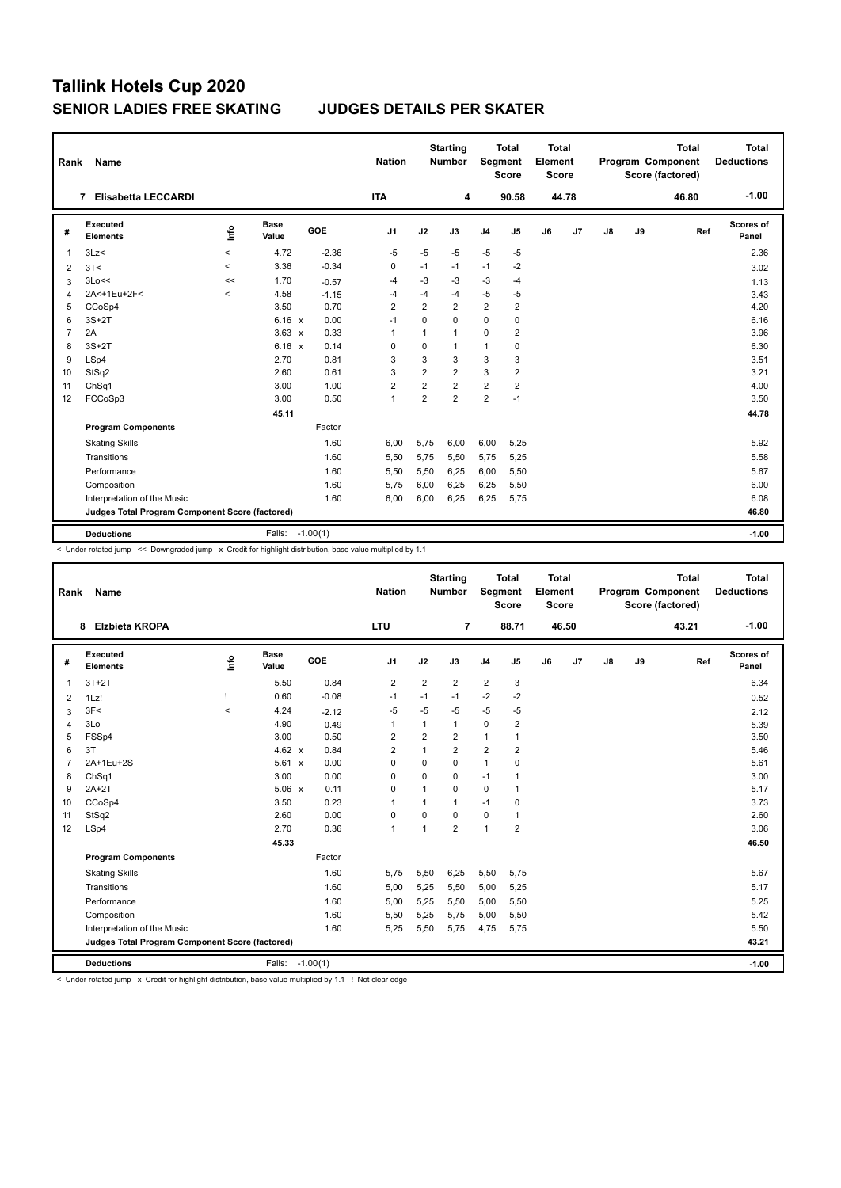# Tallink Hotels Cup 2020

## SENIOR LADIES FREE SKATING　　JUDGES DETAILS PER SKATER

| Rank | Name | Nation | Starting Number | Total Segment Score | Total Element Score | Total Program Component Score (factored) | Total Deductions |
|---|---|---|---|---|---|---|---|
| 7 | Elisabetta LECCARDI | ITA | 4 | 90.58 | 44.78 | 46.80 | -1.00 |

| # | Executed Elements | Info | Base Value | | GOE | J1 | J2 | J3 | J4 | J5 | J6 | J7 | J8 | J9 | Ref | Scores of Panel |
|---|---|---|---|---|---|---|---|---|---|---|---|---|---|---|---|---|
| 1 | 3Lz< | < | 4.72 | | -2.36 | -5 | -5 | -5 | -5 | -5 | | | | | | 2.36 |
| 2 | 3T< | < | 3.36 | | -0.34 | 0 | -1 | -1 | -1 | -2 | | | | | | 3.02 |
| 3 | 3Lo<< | << | 1.70 | | -0.57 | -4 | -3 | -3 | -3 | -4 | | | | | | 1.13 |
| 4 | 2A<+1Eu+2F< | < | 4.58 | | -1.15 | -4 | -4 | -4 | -5 | -5 | | | | | | 3.43 |
| 5 | CCoSp4 | | 3.50 | | 0.70 | 2 | 2 | 2 | 2 | 2 | | | | | | 4.20 |
| 6 | 3S+2T | | 6.16 | x | 0.00 | -1 | 0 | 0 | 0 | 0 | | | | | | 6.16 |
| 7 | 2A | | 3.63 | x | 0.33 | 1 | 1 | 1 | 0 | 2 | | | | | | 3.96 |
| 8 | 3S+2T | | 6.16 | x | 0.14 | 0 | 0 | 1 | 1 | 0 | | | | | | 6.30 |
| 9 | LSp4 | | 2.70 | | 0.81 | 3 | 3 | 3 | 3 | 3 | | | | | | 3.51 |
| 10 | StSq2 | | 2.60 | | 0.61 | 3 | 2 | 2 | 3 | 2 | | | | | | 3.21 |
| 11 | ChSq1 | | 3.00 | | 1.00 | 2 | 2 | 2 | 2 | 2 | | | | | | 4.00 |
| 12 | FCCoSp3 | | 3.00 | | 0.50 | 1 | 2 | 2 | 2 | -1 | | | | | | 3.50 |
| | | | 45.11 | | | | | | | | | | | | | 44.78 |

| Program Components | Factor | J1 | J2 | J3 | J4 | J5 | J6 | J7 | J8 | J9 | Scores of Panel |
|---|---|---|---|---|---|---|---|---|---|---|---|
| Skating Skills | 1.60 | 6,00 | 5,75 | 6,00 | 6,00 | 5,25 | | | | | 5.92 |
| Transitions | 1.60 | 5,50 | 5,75 | 5,50 | 5,75 | 5,25 | | | | | 5.58 |
| Performance | 1.60 | 5,50 | 5,50 | 6,25 | 6,00 | 5,50 | | | | | 5.67 |
| Composition | 1.60 | 5,75 | 6,00 | 6,25 | 6,25 | 5,50 | | | | | 6.00 |
| Interpretation of the Music | 1.60 | 6,00 | 6,00 | 6,25 | 6,25 | 5,75 | | | | | 6.08 |
| Judges Total Program Component Score (factored) | | | | | | | | | | | 46.80 |

| Deductions | Falls: | -1.00(1) | -1.00 |
|---|---|---|---|

< Under-rotated jump << Downgraded jump x Credit for highlight distribution, base value multiplied by 1.1

| Rank | Name | Nation | Starting Number | Total Segment Score | Total Element Score | Total Program Component Score (factored) | Total Deductions |
|---|---|---|---|---|---|---|---|
| 8 | Elzbieta KROPA | LTU | 7 | 88.71 | 46.50 | 43.21 | -1.00 |

| # | Executed Elements | Info | Base Value | | GOE | J1 | J2 | J3 | J4 | J5 | J6 | J7 | J8 | J9 | Ref | Scores of Panel |
|---|---|---|---|---|---|---|---|---|---|---|---|---|---|---|---|---|
| 1 | 3T+2T | | 5.50 | | 0.84 | 2 | 2 | 2 | 2 | 3 | | | | | | 6.34 |
| 2 | 1Lz! | ! | 0.60 | | -0.08 | -1 | -1 | -1 | -2 | -2 | | | | | | 0.52 |
| 3 | 3F< | < | 4.24 | | -2.12 | -5 | -5 | -5 | -5 | -5 | | | | | | 2.12 |
| 4 | 3Lo | | 4.90 | | 0.49 | 1 | 1 | 1 | 0 | 2 | | | | | | 5.39 |
| 5 | FSSp4 | | 3.00 | | 0.50 | 2 | 2 | 2 | 1 | 1 | | | | | | 3.50 |
| 6 | 3T | | 4.62 | x | 0.84 | 2 | 1 | 2 | 2 | 2 | | | | | | 5.46 |
| 7 | 2A+1Eu+2S | | 5.61 | x | 0.00 | 0 | 0 | 0 | 1 | 0 | | | | | | 5.61 |
| 8 | ChSq1 | | 3.00 | | 0.00 | 0 | 0 | 0 | -1 | 1 | | | | | | 3.00 |
| 9 | 2A+2T | | 5.06 | x | 0.11 | 0 | 1 | 0 | 0 | 1 | | | | | | 5.17 |
| 10 | CCoSp4 | | 3.50 | | 0.23 | 1 | 1 | 1 | -1 | 0 | | | | | | 3.73 |
| 11 | StSq2 | | 2.60 | | 0.00 | 0 | 0 | 0 | 0 | 1 | | | | | | 2.60 |
| 12 | LSp4 | | 2.70 | | 0.36 | 1 | 1 | 2 | 1 | 2 | | | | | | 3.06 |
| | | | 45.33 | | | | | | | | | | | | | 46.50 |

| Program Components | Factor | J1 | J2 | J3 | J4 | J5 | J6 | J7 | J8 | J9 | Scores of Panel |
|---|---|---|---|---|---|---|---|---|---|---|---|
| Skating Skills | 1.60 | 5,75 | 5,50 | 6,25 | 5,50 | 5,75 | | | | | 5.67 |
| Transitions | 1.60 | 5,00 | 5,25 | 5,50 | 5,00 | 5,25 | | | | | 5.17 |
| Performance | 1.60 | 5,00 | 5,25 | 5,50 | 5,00 | 5,50 | | | | | 5.25 |
| Composition | 1.60 | 5,50 | 5,25 | 5,75 | 5,00 | 5,50 | | | | | 5.42 |
| Interpretation of the Music | 1.60 | 5,25 | 5,50 | 5,75 | 4,75 | 5,75 | | | | | 5.50 |
| Judges Total Program Component Score (factored) | | | | | | | | | | | 43.21 |

| Deductions | Falls: | -1.00(1) | -1.00 |
|---|---|---|---|

< Under-rotated jump x Credit for highlight distribution, base value multiplied by 1.1 ! Not clear edge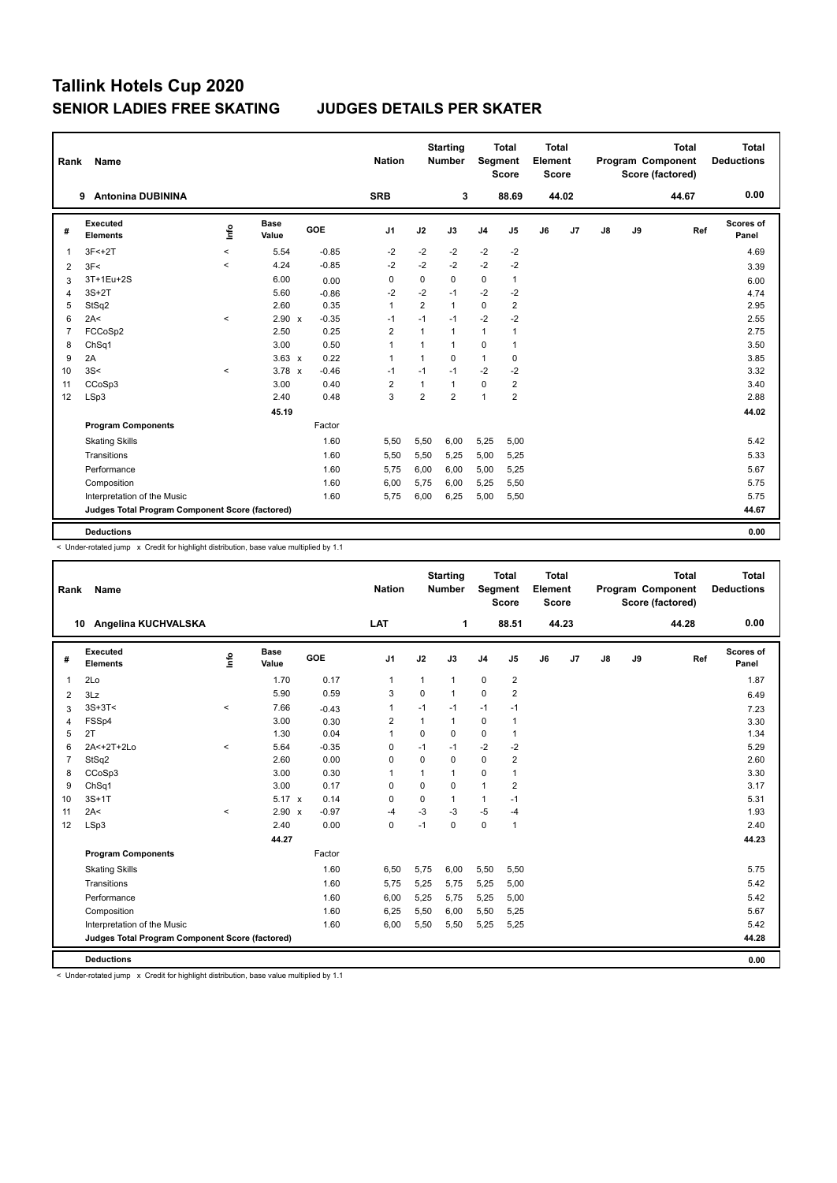# Tallink Hotels Cup 2020

## SENIOR LADIES FREE SKATING JUDGES DETAILS PER SKATER

| Rank | Name | Nation | Starting Number | Total Segment Score | Total Element Score | Total Program Component Score (factored) | Total Deductions |
|---|---|---|---|---|---|---|---|
| 9 | Antonina DUBININA | SRB | 3 | 88.69 | 44.02 | 44.67 | 0.00 |

| # | Executed Elements | Info | Base Value | | GOE | J1 | J2 | J3 | J4 | J5 | J6 | J7 | J8 | J9 | Ref | Scores of Panel |
|---|---|---|---|---|---|---|---|---|---|---|---|---|---|---|---|---|
| 1 | 3F<+2T | < | 5.54 | | -0.85 | -2 | -2 | -2 | -2 | -2 | | | | | | 4.69 |
| 2 | 3F< | < | 4.24 | | -0.85 | -2 | -2 | -2 | -2 | -2 | | | | | | 3.39 |
| 3 | 3T+1Eu+2S | | 6.00 | | 0.00 | 0 | 0 | 0 | 0 | 1 | | | | | | 6.00 |
| 4 | 3S+2T | | 5.60 | | -0.86 | -2 | -2 | -1 | -2 | -2 | | | | | | 4.74 |
| 5 | StSq2 | | 2.60 | | 0.35 | 1 | 2 | 1 | 0 | 2 | | | | | | 2.95 |
| 6 | 2A< | < | 2.90 | x | -0.35 | -1 | -1 | -1 | -2 | -2 | | | | | | 2.55 |
| 7 | FCCoSp2 | | 2.50 | | 0.25 | 2 | 1 | 1 | 1 | 1 | | | | | | 2.75 |
| 8 | ChSq1 | | 3.00 | | 0.50 | 1 | 1 | 1 | 0 | 1 | | | | | | 3.50 |
| 9 | 2A | | 3.63 | x | 0.22 | 1 | 1 | 0 | 1 | 0 | | | | | | 3.85 |
| 10 | 3S< | < | 3.78 | x | -0.46 | -1 | -1 | -1 | -2 | -2 | | | | | | 3.32 |
| 11 | CCoSp3 | | 3.00 | | 0.40 | 2 | 1 | 1 | 0 | 2 | | | | | | 3.40 |
| 12 | LSp3 | | 2.40 | | 0.48 | 3 | 2 | 2 | 1 | 2 | | | | | | 2.88 |
| | | | 45.19 | | | | | | | | | | | | | 44.02 |
| | **Program Components** | | | | Factor | | | | | | | | | | | |
| | Skating Skills | | | | 1.60 | 5,50 | 5,50 | 6,00 | 5,25 | 5,00 | | | | | | 5.42 |
| | Transitions | | | | 1.60 | 5,50 | 5,50 | 5,25 | 5,00 | 5,25 | | | | | | 5.33 |
| | Performance | | | | 1.60 | 5,75 | 6,00 | 6,00 | 5,00 | 5,25 | | | | | | 5.67 |
| | Composition | | | | 1.60 | 6,00 | 5,75 | 6,00 | 5,25 | 5,50 | | | | | | 5.75 |
| | Interpretation of the Music | | | | 1.60 | 5,75 | 6,00 | 6,25 | 5,00 | 5,50 | | | | | | 5.75 |
| | **Judges Total Program Component Score (factored)** | | | | | | | | | | | | | | | 44.67 |
| | **Deductions** | | | | | | | | | | | | | | | 0.00 |

< Under-rotated jump x Credit for highlight distribution, base value multiplied by 1.1

| Rank | Name | Nation | Starting Number | Total Segment Score | Total Element Score | Total Program Component Score (factored) | Total Deductions |
|---|---|---|---|---|---|---|---|
| 10 | Angelina KUCHVALSKA | LAT | 1 | 88.51 | 44.23 | 44.28 | 0.00 |

| # | Executed Elements | Info | Base Value | | GOE | J1 | J2 | J3 | J4 | J5 | J6 | J7 | J8 | J9 | Ref | Scores of Panel |
|---|---|---|---|---|---|---|---|---|---|---|---|---|---|---|---|---|
| 1 | 2Lo | | 1.70 | | 0.17 | 1 | 1 | 1 | 0 | 2 | | | | | | 1.87 |
| 2 | 3Lz | | 5.90 | | 0.59 | 3 | 0 | 1 | 0 | 2 | | | | | | 6.49 |
| 3 | 3S+3T< | < | 7.66 | | -0.43 | 1 | -1 | -1 | -1 | -1 | | | | | | 7.23 |
| 4 | FSSp4 | | 3.00 | | 0.30 | 2 | 1 | 1 | 0 | 1 | | | | | | 3.30 |
| 5 | 2T | | 1.30 | | 0.04 | 1 | 0 | 0 | 0 | 1 | | | | | | 1.34 |
| 6 | 2A<+2T+2Lo | < | 5.64 | | -0.35 | 0 | -1 | -1 | -2 | -2 | | | | | | 5.29 |
| 7 | StSq2 | | 2.60 | | 0.00 | 0 | 0 | 0 | 0 | 2 | | | | | | 2.60 |
| 8 | CCoSp3 | | 3.00 | | 0.30 | 1 | 1 | 1 | 0 | 1 | | | | | | 3.30 |
| 9 | ChSq1 | | 3.00 | | 0.17 | 0 | 0 | 0 | 1 | 2 | | | | | | 3.17 |
| 10 | 3S+1T | | 5.17 | x | 0.14 | 0 | 0 | 1 | 1 | -1 | | | | | | 5.31 |
| 11 | 2A< | < | 2.90 | x | -0.97 | -4 | -3 | -3 | -5 | -4 | | | | | | 1.93 |
| 12 | LSp3 | | 2.40 | | 0.00 | 0 | -1 | 0 | 0 | 1 | | | | | | 2.40 |
| | | | 44.27 | | | | | | | | | | | | | 44.23 |
| | **Program Components** | | | | Factor | | | | | | | | | | | |
| | Skating Skills | | | | 1.60 | 6,50 | 5,75 | 6,00 | 5,50 | 5,50 | | | | | | 5.75 |
| | Transitions | | | | 1.60 | 5,75 | 5,25 | 5,75 | 5,25 | 5,00 | | | | | | 5.42 |
| | Performance | | | | 1.60 | 6,00 | 5,25 | 5,75 | 5,25 | 5,00 | | | | | | 5.42 |
| | Composition | | | | 1.60 | 6,25 | 5,50 | 6,00 | 5,50 | 5,25 | | | | | | 5.67 |
| | Interpretation of the Music | | | | 1.60 | 6,00 | 5,50 | 5,50 | 5,25 | 5,25 | | | | | | 5.42 |
| | **Judges Total Program Component Score (factored)** | | | | | | | | | | | | | | | 44.28 |
| | **Deductions** | | | | | | | | | | | | | | | 0.00 |

< Under-rotated jump x Credit for highlight distribution, base value multiplied by 1.1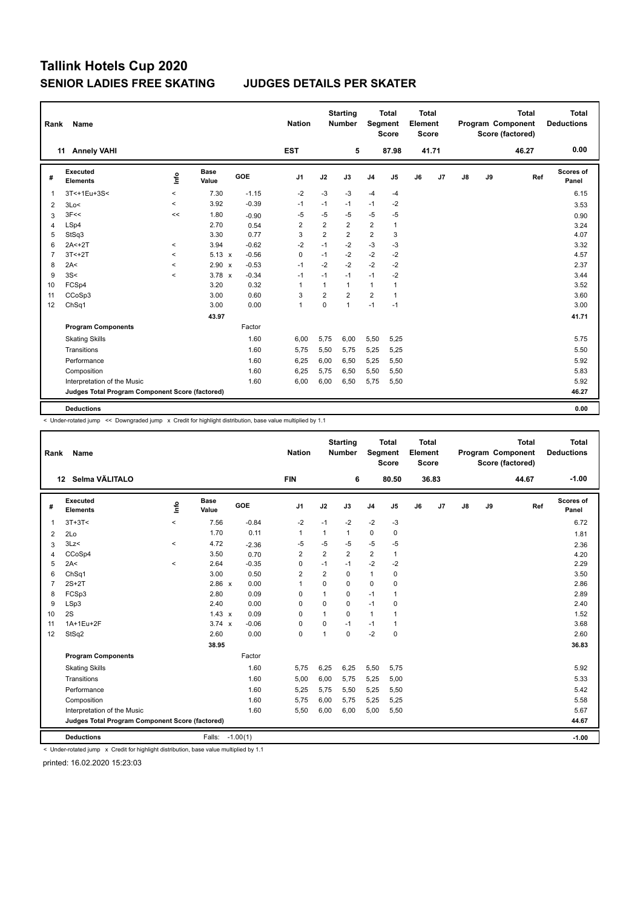# Tallink Hotels Cup 2020

## SENIOR LADIES FREE SKATING    JUDGES DETAILS PER SKATER

| Rank | Name | Nation | Starting Number | Total Segment Score | Total Element Score | Total Program Component Score (factored) | Total Deductions |
|---|---|---|---|---|---|---|---|
| 11 | Annely VAHI | EST | 5 | 87.98 | 41.71 | 46.27 | 0.00 |

| # | Executed Elements | Info | Base Value | | GOE | J1 | J2 | J3 | J4 | J5 | J6 | J7 | J8 | J9 | Ref | Scores of Panel |
|---|---|---|---|---|---|---|---|---|---|---|---|---|---|---|---|---|
| 1 | 3T<+1Eu+3S< | < | 7.30 | | -1.15 | -2 | -3 | -3 | -4 | -4 | | | | | | 6.15 |
| 2 | 3Lo< | < | 3.92 | | -0.39 | -1 | -1 | -1 | -1 | -2 | | | | | | 3.53 |
| 3 | 3F<< | << | 1.80 | | -0.90 | -5 | -5 | -5 | -5 | -5 | | | | | | 0.90 |
| 4 | LSp4 | | 2.70 | | 0.54 | 2 | 2 | 2 | 2 | 1 | | | | | | 3.24 |
| 5 | StSq3 | | 3.30 | | 0.77 | 3 | 2 | 2 | 2 | 3 | | | | | | 4.07 |
| 6 | 2A<+2T | < | 3.94 | | -0.62 | -2 | -1 | -2 | -3 | -3 | | | | | | 3.32 |
| 7 | 3T<+2T | < | 5.13 | x | -0.56 | 0 | -1 | -2 | -2 | -2 | | | | | | 4.57 |
| 8 | 2A< | < | 2.90 | x | -0.53 | -1 | -2 | -2 | -2 | -2 | | | | | | 2.37 |
| 9 | 3S< | < | 3.78 | x | -0.34 | -1 | -1 | -1 | -1 | -2 | | | | | | 3.44 |
| 10 | FCSp4 | | 3.20 | | 0.32 | 1 | 1 | 1 | 1 | 1 | | | | | | 3.52 |
| 11 | CCoSp3 | | 3.00 | | 0.60 | 3 | 2 | 2 | 2 | 1 | | | | | | 3.60 |
| 12 | ChSq1 | | 3.00 | | 0.00 | 1 | 0 | 1 | -1 | -1 | | | | | | 3.00 |
| | | | 43.97 | | | | | | | | | | | | | 41.71 |
| | **Program Components** | | | | Factor | | | | | | | | | | | |
| | Skating Skills | | | | 1.60 | 6,00 | 5,75 | 6,00 | 5,50 | 5,25 | | | | | | 5.75 |
| | Transitions | | | | 1.60 | 5,75 | 5,50 | 5,75 | 5,25 | 5,25 | | | | | | 5.50 |
| | Performance | | | | 1.60 | 6,25 | 6,00 | 6,50 | 5,25 | 5,50 | | | | | | 5.92 |
| | Composition | | | | 1.60 | 6,25 | 5,75 | 6,50 | 5,50 | 5,50 | | | | | | 5.83 |
| | Interpretation of the Music | | | | 1.60 | 6,00 | 6,00 | 6,50 | 5,75 | 5,50 | | | | | | 5.92 |
| | **Judges Total Program Component Score (factored)** | | | | | | | | | | | | | | | 46.27 |
| | **Deductions** | | | | | | | | | | | | | | | 0.00 |

< Under-rotated jump << Downgraded jump x Credit for highlight distribution, base value multiplied by 1.1

| Rank | Name | Nation | Starting Number | Total Segment Score | Total Element Score | Total Program Component Score (factored) | Total Deductions |
|---|---|---|---|---|---|---|---|
| 12 | Selma VÄLITALO | FIN | 6 | 80.50 | 36.83 | 44.67 | -1.00 |

| # | Executed Elements | Info | Base Value | | GOE | J1 | J2 | J3 | J4 | J5 | J6 | J7 | J8 | J9 | Ref | Scores of Panel |
|---|---|---|---|---|---|---|---|---|---|---|---|---|---|---|---|---|
| 1 | 3T+3T< | < | 7.56 | | -0.84 | -2 | -1 | -2 | -2 | -3 | | | | | | 6.72 |
| 2 | 2Lo | | 1.70 | | 0.11 | 1 | 1 | 1 | 0 | 0 | | | | | | 1.81 |
| 3 | 3Lz< | < | 4.72 | | -2.36 | -5 | -5 | -5 | -5 | -5 | | | | | | 2.36 |
| 4 | CCoSp4 | | 3.50 | | 0.70 | 2 | 2 | 2 | 2 | 1 | | | | | | 4.20 |
| 5 | 2A< | < | 2.64 | | -0.35 | 0 | -1 | -1 | -2 | -2 | | | | | | 2.29 |
| 6 | ChSq1 | | 3.00 | | 0.50 | 2 | 2 | 0 | 1 | 0 | | | | | | 3.50 |
| 7 | 2S+2T | | 2.86 | x | 0.00 | 1 | 0 | 0 | 0 | 0 | | | | | | 2.86 |
| 8 | FCSp3 | | 2.80 | | 0.09 | 0 | 1 | 0 | -1 | 1 | | | | | | 2.89 |
| 9 | LSp3 | | 2.40 | | 0.00 | 0 | 0 | 0 | -1 | 0 | | | | | | 2.40 |
| 10 | 2S | | 1.43 | x | 0.09 | 0 | 1 | 0 | 1 | 1 | | | | | | 1.52 |
| 11 | 1A+1Eu+2F | | 3.74 | x | -0.06 | 0 | 0 | -1 | -1 | 1 | | | | | | 3.68 |
| 12 | StSq2 | | 2.60 | | 0.00 | 0 | 1 | 0 | -2 | 0 | | | | | | 2.60 |
| | | | 38.95 | | | | | | | | | | | | | 36.83 |
| | **Program Components** | | | | Factor | | | | | | | | | | | |
| | Skating Skills | | | | 1.60 | 5,75 | 6,25 | 6,25 | 5,50 | 5,75 | | | | | | 5.92 |
| | Transitions | | | | 1.60 | 5,00 | 6,00 | 5,75 | 5,25 | 5,00 | | | | | | 5.33 |
| | Performance | | | | 1.60 | 5,25 | 5,75 | 5,50 | 5,25 | 5,50 | | | | | | 5.42 |
| | Composition | | | | 1.60 | 5,75 | 6,00 | 5,75 | 5,25 | 5,25 | | | | | | 5.58 |
| | Interpretation of the Music | | | | 1.60 | 5,50 | 6,00 | 6,00 | 5,00 | 5,50 | | | | | | 5.67 |
| | **Judges Total Program Component Score (factored)** | | | | | | | | | | | | | | | 44.67 |
| | **Deductions** | | Falls: | | -1.00(1) | | | | | | | | | | | -1.00 |

< Under-rotated jump x Credit for highlight distribution, base value multiplied by 1.1

printed: 16.02.2020 15:23:03